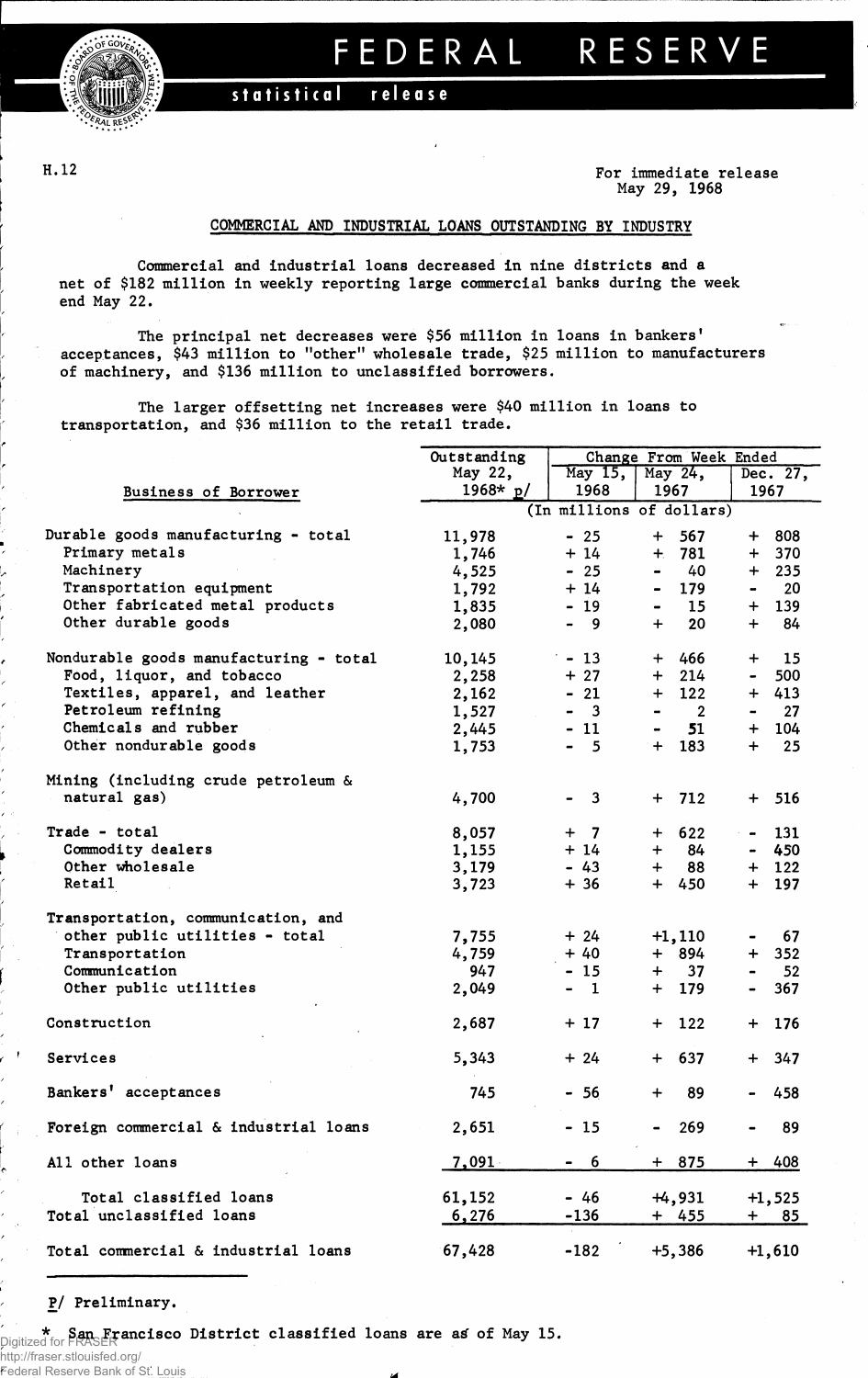# FEDERAL RESERVE

**statistical release**

H.12

For immediate release
May 29, 1968

## COMMERCIAL AND INDUSTRIAL LOANS OUTSTANDING BY INDUSTRY

Commercial and industrial loans decreased in nine districts and a net of $182 million in weekly reporting large commercial banks during the week end May 22.

The principal net decreases were $56 million in loans in bankers' acceptances, $43 million to "other" wholesale trade, $25 million to manufacturers of machinery, and $136 million to unclassified borrowers.

The larger offsetting net increases were $40 million in loans to transportation, and $36 million to the retail trade.

| Business of Borrower | Outstanding May 22, 1968* p/ | Change From Week Ended May 15, 1968 | May 24, 1967 | Dec. 27, 1967 |
|---|---|---|---|---|
| | (In millions of dollars) | | | |
| Durable goods manufacturing - total | 11,978 | - 25 | + 567 | + 808 |
| Primary metals | 1,746 | + 14 | + 781 | + 370 |
| Machinery | 4,525 | - 25 | - 40 | + 235 |
| Transportation equipment | 1,792 | + 14 | - 179 | - 20 |
| Other fabricated metal products | 1,835 | - 19 | - 15 | + 139 |
| Other durable goods | 2,080 | - 9 | + 20 | + 84 |
| Nondurable goods manufacturing - total | 10,145 | - 13 | + 466 | + 15 |
| Food, liquor, and tobacco | 2,258 | + 27 | + 214 | - 500 |
| Textiles, apparel, and leather | 2,162 | - 21 | + 122 | + 413 |
| Petroleum refining | 1,527 | - 3 | - 2 | - 27 |
| Chemicals and rubber | 2,445 | - 11 | - 51 | + 104 |
| Other nondurable goods | 1,753 | - 5 | + 183 | + 25 |
| Mining (including crude petroleum & natural gas) | 4,700 | - 3 | + 712 | + 516 |
| Trade - total | 8,057 | + 7 | + 622 | - 131 |
| Commodity dealers | 1,155 | + 14 | + 84 | - 450 |
| Other wholesale | 3,179 | - 43 | + 88 | + 122 |
| Retail | 3,723 | + 36 | + 450 | + 197 |
| Transportation, communication, and other public utilities - total | 7,755 | + 24 | +1,110 | - 67 |
| Transportation | 4,759 | + 40 | + 894 | + 352 |
| Communication | 947 | - 15 | + 37 | - 52 |
| Other public utilities | 2,049 | - 1 | + 179 | - 367 |
| Construction | 2,687 | + 17 | + 122 | + 176 |
| Services | 5,343 | + 24 | + 637 | + 347 |
| Bankers' acceptances | 745 | - 56 | + 89 | - 458 |
| Foreign commercial & industrial loans | 2,651 | - 15 | - 269 | - 89 |
| All other loans | 7,091 | - 6 | + 875 | + 408 |
| Total classified loans | 61,152 | - 46 | +4,931 | +1,525 |
| Total unclassified loans | 6,276 | -136 | + 455 | + 85 |
| Total commercial & industrial loans | 67,428 | -182 | +5,386 | +1,610 |

P/ Preliminary.

\* San Francisco District classified loans are as of May 15.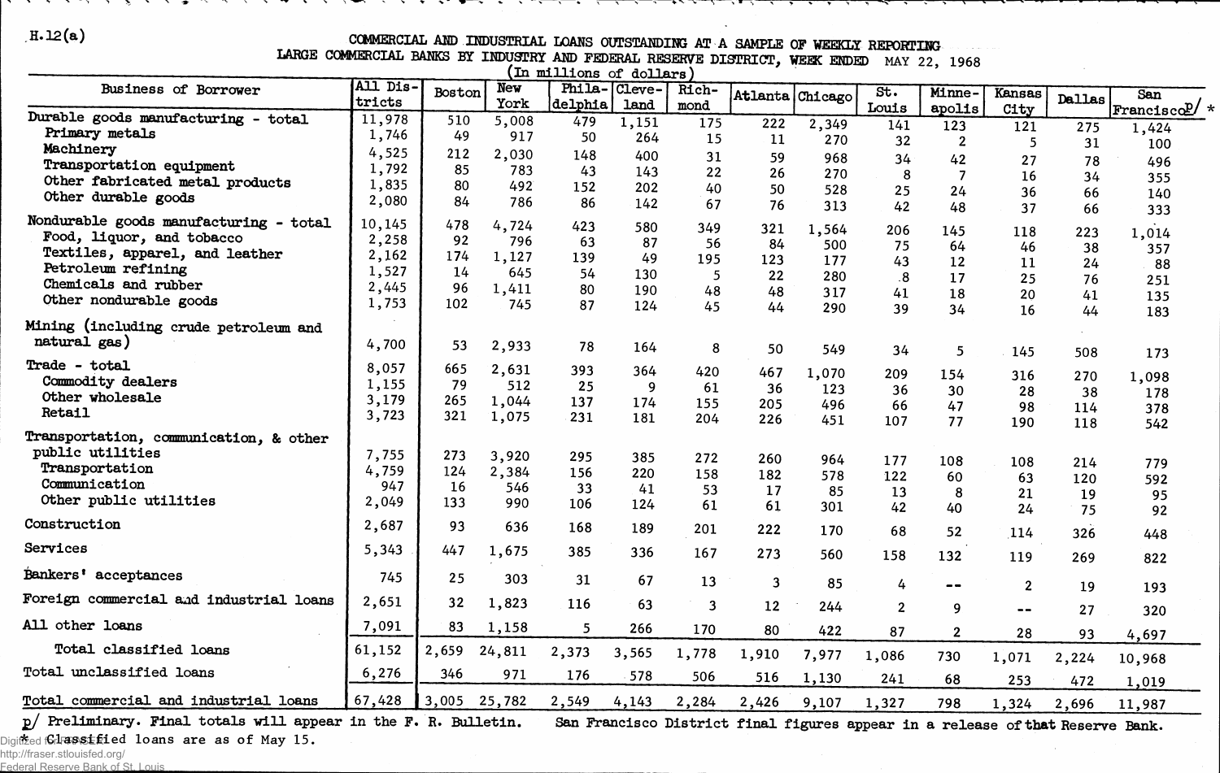H.12(a)

## COMMERCIAL AND INDUSTRIAL LOANS OUTSTANDING AT A SAMPLE OF WEEKLY REPORTING LARGE COMMERCIAL BANKS BY INDUSTRY AND FEDERAL RESERVE DISTRICT, WEEK ENDED MAY 22, 1968

(In millions of dollars)

| Business of Borrower | All Districts | Boston | New York | Philadelphia | Cleveland | Richmond | Atlanta | Chicago | St. Louis | Minneapolis | Kansas City | Dallas | San Francisco p/ * |
|---|---|---|---|---|---|---|---|---|---|---|---|---|---|
| Durable goods manufacturing - total | 11,978 | 510 | 5,008 | 479 | 1,151 | 175 | 222 | 2,349 | 141 | 123 | 121 | 275 | 1,424 |
| Primary metals | 1,746 | 49 | 917 | 50 | 264 | 15 | 11 | 270 | 32 | 2 | 5 | 31 | 100 |
| Machinery | 4,525 | 212 | 2,030 | 148 | 400 | 31 | 59 | 968 | 34 | 42 | 27 | 78 | 496 |
| Transportation equipment | 1,792 | 85 | 783 | 43 | 143 | 22 | 26 | 270 | 8 | 7 | 16 | 34 | 355 |
| Other fabricated metal products | 1,835 | 80 | 492 | 152 | 202 | 40 | 50 | 528 | 25 | 24 | 36 | 66 | 140 |
| Other durable goods | 2,080 | 84 | 786 | 86 | 142 | 67 | 76 | 313 | 42 | 48 | 37 | 66 | 333 |
| Nondurable goods manufacturing - total | 10,145 | 478 | 4,724 | 423 | 580 | 349 | 321 | 1,564 | 206 | 145 | 118 | 223 | 1,014 |
| Food, liquor, and tobacco | 2,258 | 92 | 796 | 63 | 87 | 56 | 84 | 500 | 75 | 64 | 46 | 38 | 357 |
| Textiles, apparel, and leather | 2,162 | 174 | 1,127 | 139 | 49 | 195 | 123 | 177 | 43 | 12 | 11 | 24 | 88 |
| Petroleum refining | 1,527 | 14 | 645 | 54 | 130 | 5 | 22 | 280 | 8 | 17 | 25 | 76 | 251 |
| Chemicals and rubber | 2,445 | 96 | 1,411 | 80 | 190 | 48 | 48 | 317 | 41 | 18 | 20 | 41 | 135 |
| Other nondurable goods | 1,753 | 102 | 745 | 87 | 124 | 45 | 44 | 290 | 39 | 34 | 16 | 44 | 183 |
| Mining (including crude petroleum and natural gas) | 4,700 | 53 | 2,933 | 78 | 164 | 8 | 50 | 549 | 34 | 5 | 145 | 508 | 173 |
| Trade - total | 8,057 | 665 | 2,631 | 393 | 364 | 420 | 467 | 1,070 | 209 | 154 | 316 | 270 | 1,098 |
| Commodity dealers | 1,155 | 79 | 512 | 25 | 9 | 61 | 36 | 123 | 36 | 30 | 28 | 38 | 178 |
| Other wholesale | 3,179 | 265 | 1,044 | 137 | 174 | 155 | 205 | 496 | 66 | 47 | 98 | 114 | 378 |
| Retail | 3,723 | 321 | 1,075 | 231 | 181 | 204 | 226 | 451 | 107 | 77 | 190 | 118 | 542 |
| Transportation, communication, & other public utilities | 7,755 | 273 | 3,920 | 295 | 385 | 272 | 260 | 964 | 177 | 108 | 108 | 214 | 779 |
| Transportation | 4,759 | 124 | 2,384 | 156 | 220 | 158 | 182 | 578 | 122 | 60 | 63 | 120 | 592 |
| Communication | 947 | 16 | 546 | 33 | 41 | 53 | 17 | 85 | 13 | 8 | 21 | 19 | 95 |
| Other public utilities | 2,049 | 133 | 990 | 106 | 124 | 61 | 61 | 301 | 42 | 40 | 24 | 75 | 92 |
| Construction | 2,687 | 93 | 636 | 168 | 189 | 201 | 222 | 170 | 68 | 52 | 114 | 326 | 448 |
| Services | 5,343 | 447 | 1,675 | 385 | 336 | 167 | 273 | 560 | 158 | 132 | 119 | 269 | 822 |
| Bankers' acceptances | 745 | 25 | 303 | 31 | 67 | 13 | 3 | 85 | 4 | -- | 2 | 19 | 193 |
| Foreign commercial and industrial loans | 2,651 | 32 | 1,823 | 116 | 63 | 3 | 12 | 244 | 2 | 9 | -- | 27 | 320 |
| All other loans | 7,091 | 83 | 1,158 | 5 | 266 | 170 | 80 | 422 | 87 | 2 | 28 | 93 | 4,697 |
| Total classified loans | 61,152 | 2,659 | 24,811 | 2,373 | 3,565 | 1,778 | 1,910 | 7,977 | 1,086 | 730 | 1,071 | 2,224 | 10,968 |
| Total unclassified loans | 6,276 | 346 | 971 | 176 | 578 | 506 | 516 | 1,130 | 241 | 68 | 253 | 472 | 1,019 |
| Total commercial and industrial loans | 67,428 | 3,005 | 25,782 | 2,549 | 4,143 | 2,284 | 2,426 | 9,107 | 1,327 | 798 | 1,324 | 2,696 | 11,987 |

p/ Preliminary. Final totals will appear in the F. R. Bulletin. San Francisco District final figures appear in a release of that Reserve Bank.

\* Classified loans are as of May 15.